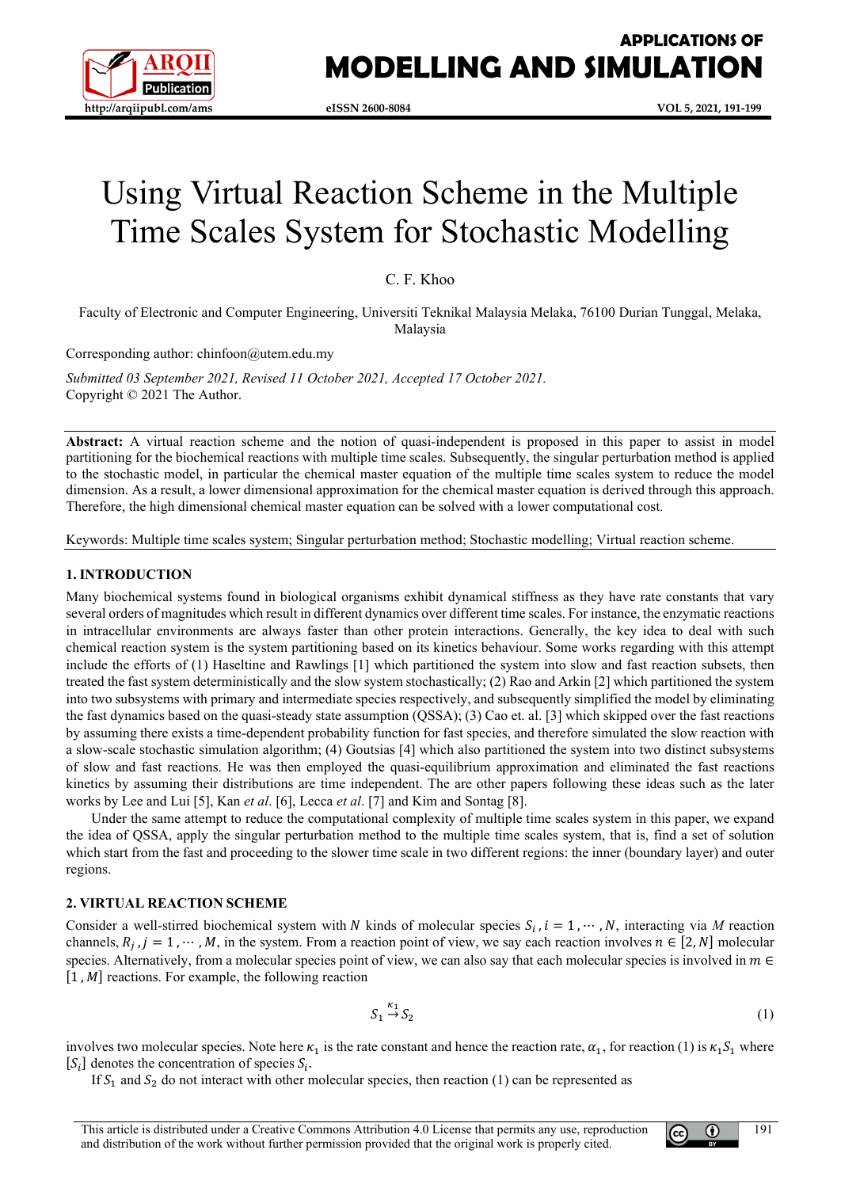# Using Virtual Reaction Scheme in the Multiple Time Scales System for Stochastic Modelling

C. F. Khoo

Faculty of Electronic and Computer Engineering, Universiti Teknikal Malaysia Melaka, 76100 Durian Tunggal, Melaka, Malaysia

Corresponding author: chinfoon@utem.edu.my

*Submitted 03 September 2021, Revised 11 October 2021, Accepted 17 October 2021.*
Copyright © 2021 The Author.

**Abstract:** A virtual reaction scheme and the notion of quasi-independent is proposed in this paper to assist in model partitioning for the biochemical reactions with multiple time scales. Subsequently, the singular perturbation method is applied to the stochastic model, in particular the chemical master equation of the multiple time scales system to reduce the model dimension. As a result, a lower dimensional approximation for the chemical master equation is derived through this approach. Therefore, the high dimensional chemical master equation can be solved with a lower computational cost.

Keywords: Multiple time scales system; Singular perturbation method; Stochastic modelling; Virtual reaction scheme.

## 1. INTRODUCTION

Many biochemical systems found in biological organisms exhibit dynamical stiffness as they have rate constants that vary several orders of magnitudes which result in different dynamics over different time scales. For instance, the enzymatic reactions in intracellular environments are always faster than other protein interactions. Generally, the key idea to deal with such chemical reaction system is the system partitioning based on its kinetics behaviour. Some works regarding with this attempt include the efforts of (1) Haseltine and Rawlings [1] which partitioned the system into slow and fast reaction subsets, then treated the fast system deterministically and the slow system stochastically; (2) Rao and Arkin [2] which partitioned the system into two subsystems with primary and intermediate species respectively, and subsequently simplified the model by eliminating the fast dynamics based on the quasi-steady state assumption (QSSA); (3) Cao et. al. [3] which skipped over the fast reactions by assuming there exists a time-dependent probability function for fast species, and therefore simulated the slow reaction with a slow-scale stochastic simulation algorithm; (4) Goutsias [4] which also partitioned the system into two distinct subsystems of slow and fast reactions. He was then employed the quasi-equilibrium approximation and eliminated the fast reactions kinetics by assuming their distributions are time independent. The are other papers following these ideas such as the later works by Lee and Lui [5], Kan *et al*. [6], Lecca *et al*. [7] and Kim and Sontag [8].

Under the same attempt to reduce the computational complexity of multiple time scales system in this paper, we expand the idea of QSSA, apply the singular perturbation method to the multiple time scales system, that is, find a set of solution which start from the fast and proceeding to the slower time scale in two different regions: the inner (boundary layer) and outer regions.

## 2. VIRTUAL REACTION SCHEME

Consider a well-stirred biochemical system with $N$ kinds of molecular species $S_i, i = 1, \cdots, N$, interacting via $M$ reaction channels, $R_j, j = 1, \cdots, M$, in the system. From a reaction point of view, we say each reaction involves $n \in [2, N]$ molecular species. Alternatively, from a molecular species point of view, we can also say that each molecular species is involved in $m \in [1, M]$ reactions. For example, the following reaction

$$S_1 \xrightarrow{\kappa_1} S_2 \tag{1}$$

involves two molecular species. Note here $\kappa_1$ is the rate constant and hence the reaction rate, $\alpha_1$, for reaction (1) is $\kappa_1 S_1$ where $[S_i]$ denotes the concentration of species $S_i$.

If $S_1$ and $S_2$ do not interact with other molecular species, then reaction (1) can be represented as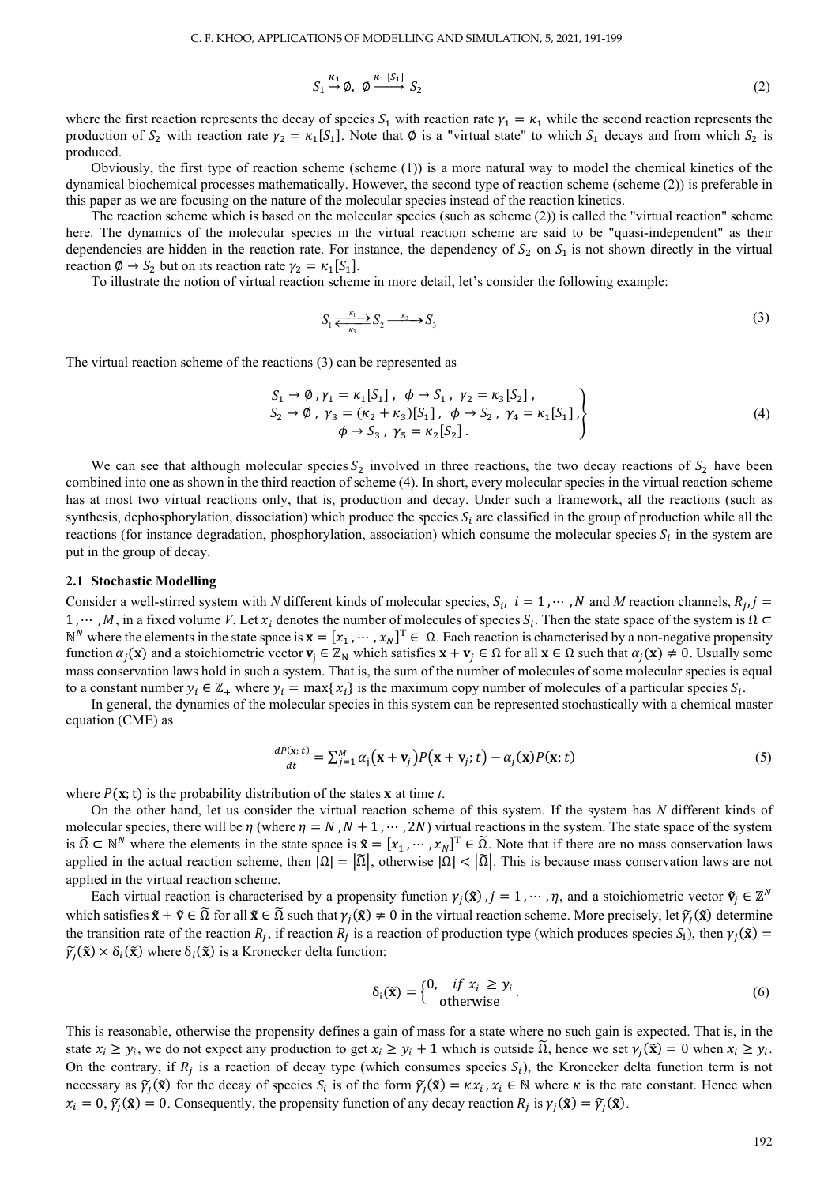$$S_1 \xrightarrow{\kappa_1} \emptyset,\ \ \emptyset \xrightarrow{\kappa_1 [S_1]} S_2 \tag{2}$$

where the first reaction represents the decay of species $S_1$ with reaction rate $\gamma_1 = \kappa_1$ while the second reaction represents the production of $S_2$ with reaction rate $\gamma_2 = \kappa_1[S_1]$. Note that $\emptyset$ is a "virtual state" to which $S_1$ decays and from which $S_2$ is produced.

Obviously, the first type of reaction scheme (scheme (1)) is a more natural way to model the chemical kinetics of the dynamical biochemical processes mathematically. However, the second type of reaction scheme (scheme (2)) is preferable in this paper as we are focusing on the nature of the molecular species instead of the reaction kinetics.

The reaction scheme which is based on the molecular species (such as scheme (2)) is called the "virtual reaction" scheme here. The dynamics of the molecular species in the virtual reaction scheme are said to be "quasi-independent" as their dependencies are hidden in the reaction rate. For instance, the dependency of $S_2$ on $S_1$ is not shown directly in the virtual reaction $\emptyset \to S_2$ but on its reaction rate $\gamma_2 = \kappa_1[S_1]$.

To illustrate the notion of virtual reaction scheme in more detail, let's consider the following example:

$$S_1 \underset{\kappa_3}{\overset{\kappa_1}{\rightleftarrows}} S_2 \xrightarrow{\kappa_2} S_3 \tag{3}$$

The virtual reaction scheme of the reactions (3) can be represented as

$$\left.\begin{array}{c} S_1 \to \emptyset\,, \gamma_1 = \kappa_1[S_1]\,,\ \ \phi \to S_1\,,\ \gamma_2 = \kappa_3[S_2]\,, \\ S_2 \to \emptyset\,,\ \gamma_3 = (\kappa_2 + \kappa_3)[S_1]\,,\ \ \phi \to S_2\,,\ \gamma_4 = \kappa_1[S_1]\,, \\ \phi \to S_3\,,\ \gamma_5 = \kappa_2[S_2]\,. \end{array}\right\} \tag{4}$$

We can see that although molecular species $S_2$ involved in three reactions, the two decay reactions of $S_2$ have been combined into one as shown in the third reaction of scheme (4). In short, every molecular species in the virtual reaction scheme has at most two virtual reactions only, that is, production and decay. Under such a framework, all the reactions (such as synthesis, dephosphorylation, dissociation) which produce the species $S_i$ are classified in the group of production while all the reactions (for instance degradation, phosphorylation, association) which consume the molecular species $S_i$ in the system are put in the group of decay.

### 2.1 Stochastic Modelling

Consider a well-stirred system with *N* different kinds of molecular species, $S_i$, $i = 1, \cdots, N$ and *M* reaction channels, $R_j, j = 1, \cdots, M$, in a fixed volume *V*. Let $x_i$ denotes the number of molecules of species $S_i$. Then the state space of the system is $\Omega \subset \mathbb{N}^N$ where the elements in the state space is $\mathbf{x} = [x_1, \cdots, x_N]^{\mathrm{T}} \in \Omega$. Each reaction is characterised by a non-negative propensity function $\alpha_j(\mathbf{x})$ and a stoichiometric vector $\mathbf{v}_j \in \mathbb{Z}_{\mathrm{N}}$ which satisfies $\mathbf{x} + \mathbf{v}_j \in \Omega$ for all $\mathbf{x} \in \Omega$ such that $\alpha_j(\mathbf{x}) \neq 0$. Usually some mass conservation laws hold in such a system. That is, the sum of the number of molecules of some molecular species is equal to a constant number $y_i \in \mathbb{Z}_+$ where $y_i = \max\{x_i\}$ is the maximum copy number of molecules of a particular species $S_i$.

In general, the dynamics of the molecular species in this system can be represented stochastically with a chemical master equation (CME) as

$$\frac{dP(\mathbf{x};t)}{dt} = \sum_{j=1}^{M} \alpha_j(\mathbf{x}+\mathbf{v}_j)P(\mathbf{x}+\mathbf{v}_j;t) - \alpha_j(\mathbf{x})P(\mathbf{x};t) \tag{5}$$

where $P(\mathbf{x};\mathrm{t})$ is the probability distribution of the states $\mathbf{x}$ at time *t*.

On the other hand, let us consider the virtual reaction scheme of this system. If the system has *N* different kinds of molecular species, there will be $\eta$ (where $\eta = N, N+1, \cdots, 2N$) virtual reactions in the system. The state space of the system is $\widetilde{\Omega} \subset \mathbb{N}^N$ where the elements in the state space is $\tilde{\mathbf{x}} = [x_1, \cdots, x_N]^{\mathrm{T}} \in \widetilde{\Omega}$. Note that if there are no mass conservation laws applied in the actual reaction scheme, then $|\Omega| = |\widetilde{\Omega}|$, otherwise $|\Omega| < |\widetilde{\Omega}|$. This is because mass conservation laws are not applied in the virtual reaction scheme.

Each virtual reaction is characterised by a propensity function $\gamma_j(\tilde{\mathbf{x}}), j = 1, \cdots, \eta$, and a stoichiometric vector $\tilde{\mathbf{v}}_j \in \mathbb{Z}^N$ which satisfies $\tilde{\mathbf{x}} + \tilde{\mathbf{v}} \in \widetilde{\Omega}$ for all $\tilde{\mathbf{x}} \in \widetilde{\Omega}$ such that $\gamma_j(\tilde{\mathbf{x}}) \neq 0$ in the virtual reaction scheme. More precisely, let $\widetilde{\gamma_j}(\tilde{\mathbf{x}})$ determine the transition rate of the reaction $R_j$, if reaction $R_j$ is a reaction of production type (which produces species $S_i$), then $\gamma_j(\tilde{\mathbf{x}}) = \widetilde{\gamma_j}(\tilde{\mathbf{x}}) \times \delta_i(\tilde{\mathbf{x}})$ where $\delta_i(\tilde{\mathbf{x}})$ is a Kronecker delta function:

$$\delta_i(\tilde{\mathbf{x}}) = \begin{cases} 0, & if\ x_i \geq y_i \\ & \text{otherwise} \end{cases}. \tag{6}$$

This is reasonable, otherwise the propensity defines a gain of mass for a state where no such gain is expected. That is, in the state $x_i \geq y_i$, we do not expect any production to get $x_i \geq y_i + 1$ which is outside $\widetilde{\Omega}$, hence we set $\gamma_j(\tilde{\mathbf{x}}) = 0$ when $x_i \geq y_i$. On the contrary, if $R_j$ is a reaction of decay type (which consumes species $S_i$), the Kronecker delta function term is not necessary as $\widetilde{\gamma_j}(\tilde{\mathbf{x}})$ for the decay of species $S_i$ is of the form $\widetilde{\gamma_j}(\tilde{\mathbf{x}}) = \kappa x_i, x_i \in \mathbb{N}$ where $\kappa$ is the rate constant. Hence when $x_i = 0, \widetilde{\gamma_j}(\tilde{\mathbf{x}}) = 0$. Consequently, the propensity function of any decay reaction $R_j$ is $\gamma_j(\tilde{\mathbf{x}}) = \widetilde{\gamma_j}(\tilde{\mathbf{x}})$.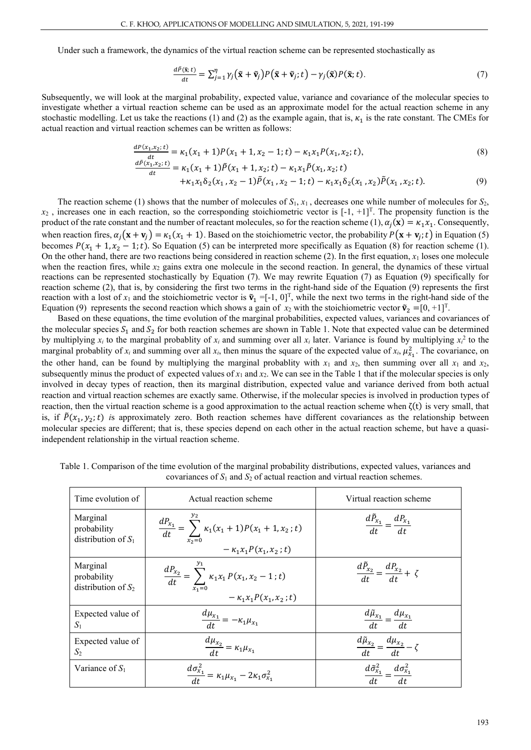Under such a framework, the dynamics of the virtual reaction scheme can be represented stochastically as

$$\frac{d\tilde{P}(\tilde{\mathbf{x}};t)}{dt} = \sum_{j=1}^{\eta} \gamma_j(\tilde{\mathbf{x}} + \tilde{\mathbf{v}}_j) P(\tilde{\mathbf{x}} + \tilde{\mathbf{v}}_j;t) - \gamma_j(\tilde{\mathbf{x}}) P(\tilde{\mathbf{x}};t). \tag{7}$$

Subsequently, we will look at the marginal probability, expected value, variance and covariance of the molecular species to investigate whether a virtual reaction scheme can be used as an approximate model for the actual reaction scheme in any stochastic modelling. Let us take the reactions (1) and (2) as the example again, that is, $\kappa_1$ is the rate constant. The CMEs for actual reaction and virtual reaction schemes can be written as follows:

$$\frac{dP(x_1,x_2;t)}{dt} = \kappa_1(x_1+1)P(x_1+1,x_2-1;t) - \kappa_1 x_1 P(x_1,x_2;t), \tag{8}$$

$$\begin{aligned}\frac{d\tilde{P}(x_1,x_2;t)}{dt} &= \kappa_1(x_1+1)\tilde{P}(x_1+1,x_2;t) - \kappa_1 x_1 \tilde{P}(x_1,x_2;t) \\ &\quad + \kappa_1 x_1 \delta_2(x_1,x_2-1)\tilde{P}(x_1,x_2-1;t) - \kappa_1 x_1 \delta_2(x_1,x_2)\tilde{P}(x_1,x_2;t).\end{aligned} \tag{9}$$

The reaction scheme (1) shows that the number of molecules of $S_1$, $x_1$, decreases one while number of molecules for $S_2$, $x_2$, increases one in each reaction, so the corresponding stoichiometric vector is $[-1, +1]^T$. The propensity function is the product of the rate constant and the number of reactant molecules, so for the reaction scheme (1), $\alpha_j(\mathbf{x}) = \kappa_1 x_1$. Consequently, when reaction fires, $\alpha_j(\mathbf{x} + \mathbf{v}_j) = \kappa_1(x_1+1)$. Based on the stoichiometric vector, the probability $P(\mathbf{x} + \mathbf{v}_j;t)$ in Equation (5) becomes $P(x_1+1, x_2-1;t)$. So Equation (5) can be interpreted more specifically as Equation (8) for reaction scheme (1). On the other hand, there are two reactions being considered in reaction scheme (2). In the first equation, $x_1$ loses one molecule when the reaction fires, while $x_2$ gains extra one molecule in the second reaction. In general, the dynamics of these virtual reactions can be represented stochastically by Equation (7). We may rewrite Equation (7) as Equation (9) specifically for reaction scheme (2), that is, by considering the first two terms in the right-hand side of the Equation (9) represents the first reaction with a lost of $x_1$ and the stoichiometric vector is $\tilde{\mathbf{v}}_1 = [-1, 0]^T$, while the next two terms in the right-hand side of the Equation (9) represents the second reaction which shows a gain of $x_2$ with the stoichiometric vector $\tilde{\mathbf{v}}_2 = [0, +1]^T$.

Based on these equations, the time evolution of the marginal probabilities, expected values, variances and covariances of the molecular species $S_1$ and $S_2$ for both reaction schemes are shown in Table 1. Note that expected value can be determined by multiplying $x_i$ to the marginal probablity of $x_i$ and summing over all $x_i$ later. Variance is found by multiplying $x_i^2$ to the marginal probablity of $x_i$ and summing over all $x_i$, then minus the square of the expected value of $x_i$, $\mu_{x_1}^2$. The covariance, on the other hand, can be found by multiplying the marginal probablity with $x_1$ and $x_2$, then summing over all $x_1$ and $x_2$, subsequently minus the product of expected values of $x_1$ and $x_2$. We can see in the Table 1 that if the molecular species is only involved in decay types of reaction, then its marginal distribution, expected value and variance derived from both actual reaction and virtual reaction schemes are exactly same. Otherwise, if the molecular species is involved in production types of reaction, then the virtual reaction scheme is a good approximation to the actual reaction scheme when $\zeta(t)$ is very small, that is, if $\tilde{P}(x_1, y_2; t)$ is approximately zero. Both reaction schemes have different covariances as the relationship between molecular species are different; that is, these species depend on each other in the actual reaction scheme, but have a quasi-independent relationship in the virtual reaction scheme.

Table 1. Comparison of the time evolution of the marginal probability distributions, expected values, variances and covariances of $S_1$ and $S_2$ of actual reaction and virtual reaction schemes.

| Time evolution of | Actual reaction scheme | Virtual reaction scheme |
|---|---|---|
| Marginal probability distribution of $S_1$ | $\frac{dP_{x_1}}{dt} = \sum_{x_2=0}^{y_2} \kappa_1(x_1+1)P(x_1+1,x_2;t) - \kappa_1 x_1 P(x_1,x_2;t)$ | $\frac{d\tilde{P}_{x_1}}{dt} = \frac{dP_{x_1}}{dt}$ |
| Marginal probability distribution of $S_2$ | $\frac{dP_{x_2}}{dt} = \sum_{x_1=0}^{y_1} \kappa_1 x_1 P(x_1,x_2-1;t) - \kappa_1 x_1 P(x_1,x_2;t)$ | $\frac{d\tilde{P}_{x_2}}{dt} = \frac{dP_{x_2}}{dt} + \zeta$ |
| Expected value of $S_1$ | $\frac{d\mu_{x_1}}{dt} = -\kappa_1 \mu_{x_1}$ | $\frac{d\tilde{\mu}_{x_1}}{dt} = \frac{d\mu_{x_1}}{dt}$ |
| Expected value of $S_2$ | $\frac{d\mu_{x_2}}{dt} = \kappa_1 \mu_{x_1}$ | $\frac{d\tilde{\mu}_{x_2}}{dt} = \frac{d\mu_{x_2}}{dt} - \zeta$ |
| Variance of $S_1$ | $\frac{d\sigma_{x_1}^2}{dt} = \kappa_1 \mu_{x_1} - 2\kappa_1 \sigma_{x_1}^2$ | $\frac{d\tilde{\sigma}_{x_1}^2}{dt} = \frac{d\sigma_{x_1}^2}{dt}$ |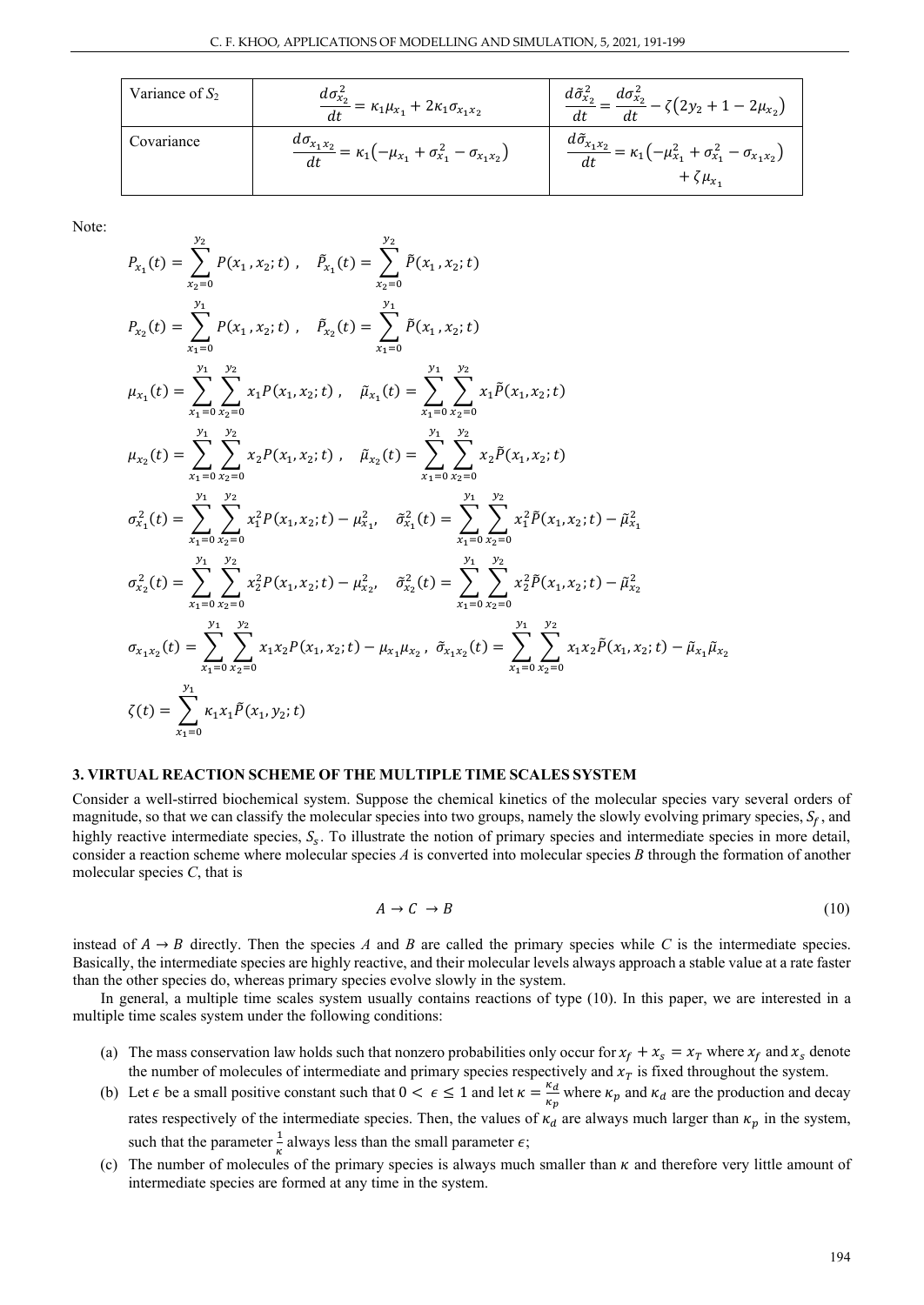| Variance of $S_2$ | $\frac{d\sigma_{x_2}^2}{dt} = \kappa_1\mu_{x_1} + 2\kappa_1\sigma_{x_1x_2}$ | $\frac{d\tilde{\sigma}_{x_2}^2}{dt} = \frac{d\sigma_{x_2}^2}{dt} - \zeta(2y_2 + 1 - 2\mu_{x_2})$ |
|---|---|---|
| Covariance | $\frac{d\sigma_{x_1x_2}}{dt} = \kappa_1(-\mu_{x_1} + \sigma_{x_1}^2 - \sigma_{x_1x_2})$ | $\frac{d\tilde{\sigma}_{x_1x_2}}{dt} = \kappa_1(-\mu_{x_1}^2 + \sigma_{x_1}^2 - \sigma_{x_1x_2}) + \zeta\mu_{x_1}$ |

Note:

$$P_{x_1}(t) = \sum_{x_2=0}^{y_2} P(x_1, x_2; t)\ , \quad \tilde{P}_{x_1}(t) = \sum_{x_2=0}^{y_2} \tilde{P}(x_1, x_2; t)$$

$$P_{x_2}(t) = \sum_{x_1=0}^{y_1} P(x_1, x_2; t)\ , \quad \tilde{P}_{x_2}(t) = \sum_{x_1=0}^{y_1} \tilde{P}(x_1, x_2; t)$$

$$\mu_{x_1}(t) = \sum_{x_1=0}^{y_1}\sum_{x_2=0}^{y_2} x_1 P(x_1, x_2; t)\ , \quad \tilde{\mu}_{x_1}(t) = \sum_{x_1=0}^{y_1}\sum_{x_2=0}^{y_2} x_1 \tilde{P}(x_1, x_2; t)$$

$$\mu_{x_2}(t) = \sum_{x_1=0}^{y_1}\sum_{x_2=0}^{y_2} x_2 P(x_1, x_2; t)\ , \quad \tilde{\mu}_{x_2}(t) = \sum_{x_1=0}^{y_1}\sum_{x_2=0}^{y_2} x_2 \tilde{P}(x_1, x_2; t)$$

$$\sigma_{x_1}^2(t) = \sum_{x_1=0}^{y_1}\sum_{x_2=0}^{y_2} x_1^2 P(x_1, x_2; t) - \mu_{x_1}^2, \quad \tilde{\sigma}_{x_1}^2(t) = \sum_{x_1=0}^{y_1}\sum_{x_2=0}^{y_2} x_1^2 \tilde{P}(x_1, x_2; t) - \tilde{\mu}_{x_1}^2$$

$$\sigma_{x_2}^2(t) = \sum_{x_1=0}^{y_1}\sum_{x_2=0}^{y_2} x_2^2 P(x_1, x_2; t) - \mu_{x_2}^2, \quad \tilde{\sigma}_{x_2}^2(t) = \sum_{x_1=0}^{y_1}\sum_{x_2=0}^{y_2} x_2^2 \tilde{P}(x_1, x_2; t) - \tilde{\mu}_{x_2}^2$$

$$\sigma_{x_1x_2}(t) = \sum_{x_1=0}^{y_1}\sum_{x_2=0}^{y_2} x_1 x_2 P(x_1, x_2; t) - \mu_{x_1}\mu_{x_2}\ , \quad \tilde{\sigma}_{x_1x_2}(t) = \sum_{x_1=0}^{y_1}\sum_{x_2=0}^{y_2} x_1 x_2 \tilde{P}(x_1, x_2; t) - \tilde{\mu}_{x_1}\tilde{\mu}_{x_2}$$

$$\zeta(t) = \sum_{x_1=0}^{y_1} \kappa_1 x_1 \tilde{P}(x_1, y_2; t)$$

### 3. VIRTUAL REACTION SCHEME OF THE MULTIPLE TIME SCALES SYSTEM

Consider a well-stirred biochemical system. Suppose the chemical kinetics of the molecular species vary several orders of magnitude, so that we can classify the molecular species into two groups, namely the slowly evolving primary species, $S_f$, and highly reactive intermediate species, $S_s$. To illustrate the notion of primary species and intermediate species in more detail, consider a reaction scheme where molecular species $A$ is converted into molecular species $B$ through the formation of another molecular species $C$, that is

$$A \rightarrow C \rightarrow B \tag{10}$$

instead of $A \rightarrow B$ directly. Then the species $A$ and $B$ are called the primary species while $C$ is the intermediate species. Basically, the intermediate species are highly reactive, and their molecular levels always approach a stable value at a rate faster than the other species do, whereas primary species evolve slowly in the system.

In general, a multiple time scales system usually contains reactions of type (10). In this paper, we are interested in a multiple time scales system under the following conditions:

(a) The mass conservation law holds such that nonzero probabilities only occur for $x_f + x_s = x_T$ where $x_f$ and $x_s$ denote the number of molecules of intermediate and primary species respectively and $x_T$ is fixed throughout the system.

(b) Let $\epsilon$ be a small positive constant such that $0 < \epsilon \leq 1$ and let $\kappa = \frac{\kappa_d}{\kappa_p}$ where $\kappa_p$ and $\kappa_d$ are the production and decay rates respectively of the intermediate species. Then, the values of $\kappa_d$ are always much larger than $\kappa_p$ in the system, such that the parameter $\frac{1}{\kappa}$ always less than the small parameter $\epsilon$;

(c) The number of molecules of the primary species is always much smaller than $\kappa$ and therefore very little amount of intermediate species are formed at any time in the system.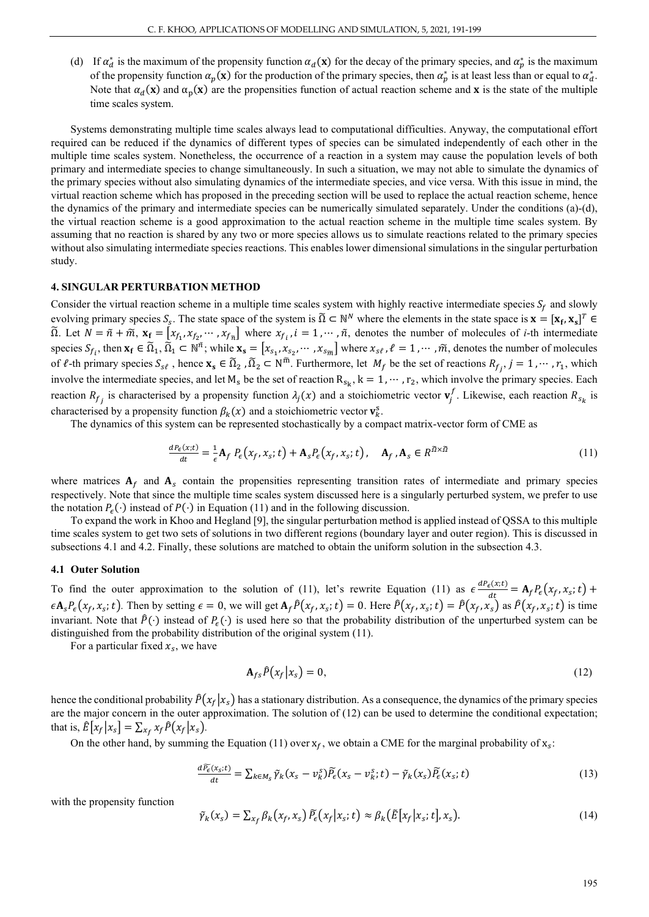(d) If $\alpha_d^*$ is the maximum of the propensity function $\alpha_d(\mathbf{x})$ for the decay of the primary species, and $\alpha_p^*$ is the maximum of the propensity function $\alpha_p(\mathbf{x})$ for the production of the primary species, then $\alpha_p^*$ is at least less than or equal to $\alpha_d^*$. Note that $\alpha_d(\mathbf{x})$ and $\alpha_p(\mathbf{x})$ are the propensities function of actual reaction scheme and $\mathbf{x}$ is the state of the multiple time scales system.

Systems demonstrating multiple time scales always lead to computational difficulties. Anyway, the computational effort required can be reduced if the dynamics of different types of species can be simulated independently of each other in the multiple time scales system. Nonetheless, the occurrence of a reaction in a system may cause the population levels of both primary and intermediate species to change simultaneously. In such a situation, we may not able to simulate the dynamics of the primary species without also simulating dynamics of the intermediate species, and vice versa. With this issue in mind, the virtual reaction scheme which has proposed in the preceding section will be used to replace the actual reaction scheme, hence the dynamics of the primary and intermediate species can be numerically simulated separately. Under the conditions (a)-(d), the virtual reaction scheme is a good approximation to the actual reaction scheme in the multiple time scales system. By assuming that no reaction is shared by any two or more species allows us to simulate reactions related to the primary species without also simulating intermediate species reactions. This enables lower dimensional simulations in the singular perturbation study.

## 4. SINGULAR PERTURBATION METHOD

Consider the virtual reaction scheme in a multiple time scales system with highly reactive intermediate species $S_f$ and slowly evolving primary species $S_s$. The state space of the system is $\widetilde{\Omega} \subset \mathbb{N}^N$ where the elements in the state space is $\mathbf{x} = [\mathbf{x_f}, \mathbf{x_s}]^T \in \widetilde{\Omega}$. Let $N = \tilde{n} + \widetilde{m}$, $\mathbf{x_f} = [x_{f_1}, x_{f_2}, \cdots, x_{f_{\tilde{n}}}]$ where $x_{f_i}, i = 1, \cdots, \tilde{n}$, denotes the number of molecules of *i*-th intermediate species $S_{f_i}$, then $\mathbf{x_f} \in \widetilde{\Omega}_1, \widetilde{\Omega}_1 \subset \mathbb{N}^{\tilde{n}}$; while $\mathbf{x_s} = [x_{s_1}, x_{s_2}, \cdots, x_{s_{\widetilde{m}}}]$ where $x_{s\ell}, \ell = 1, \cdots, \widetilde{m}$, denotes the number of molecules of $\ell$-th primary species $S_{s\ell}$, hence $\mathbf{x_s} \in \widetilde{\Omega}_2, \widetilde{\Omega}_2 \subset \mathrm{N}^{\widetilde{m}}$. Furthermore, let $M_f$ be the set of reactions $R_{f_j}, j = 1, \cdots, r_1$, which involve the intermediate species, and let $\mathrm{M_s}$ be the set of reaction $\mathrm{R_{s_k}}, k = 1, \cdots, \mathrm{r_2}$, which involve the primary species. Each reaction $R_{f_j}$ is characterised by a propensity function $\lambda_j(x)$ and a stoichiometric vector $\mathbf{v}_j^f$. Likewise, each reaction $R_{s_k}$ is characterised by a propensity function $\beta_k(x)$ and a stoichiometric vector $\mathbf{v}_k^s$.

The dynamics of this system can be represented stochastically by a compact matrix-vector form of CME as

$$\frac{dP_\epsilon(x;t)}{dt} = \frac{1}{\epsilon}\mathbf{A}_f\, P_\epsilon(x_f, x_s; t) + \mathbf{A}_s P_\epsilon(x_f, x_s; t), \quad \mathbf{A}_f, \mathbf{A}_s \in R^{\widetilde{\Omega}\times\widetilde{\Omega}} \tag{11}$$

where matrices $\mathbf{A}_f$ and $\mathbf{A}_s$ contain the propensities representing transition rates of intermediate and primary species respectively. Note that since the multiple time scales system discussed here is a singularly perturbed system, we prefer to use the notation $P_\epsilon(\cdot)$ instead of $P(\cdot)$ in Equation (11) and in the following discussion.

To expand the work in Khoo and Hegland [9], the singular perturbation method is applied instead of QSSA to this multiple time scales system to get two sets of solutions in two different regions (boundary layer and outer region). This is discussed in subsections 4.1 and 4.2. Finally, these solutions are matched to obtain the uniform solution in the subsection 4.3.

### 4.1 Outer Solution

To find the outer approximation to the solution of (11), let's rewrite Equation (11) as $\epsilon\frac{dP_\epsilon(x;t)}{dt} = \mathbf{A}_f P_\epsilon(x_f, x_s; t) + \epsilon\mathbf{A}_s P_\epsilon(x_f, x_s; t)$. Then by setting $\epsilon = 0$, we will get $\mathbf{A}_f \hat{P}(x_f, x_s; t) = 0$. Here $\hat{P}(x_f, x_s; t) = \hat{P}(x_f, x_s)$ as $\hat{P}(x_f, x_s; t)$ is time invariant. Note that $\hat{P}(\cdot)$ instead of $P_\epsilon(\cdot)$ is used here so that the probability distribution of the unperturbed system can be distinguished from the probability distribution of the original system (11).

For a particular fixed $x_s$, we have

$$\mathbf{A}_{fs}\hat{P}(x_f | x_s) = 0, \tag{12}$$

hence the conditional probability $\hat{P}(x_f | x_s)$ has a stationary distribution. As a consequence, the dynamics of the primary species are the major concern in the outer approximation. The solution of (12) can be used to determine the conditional expectation; that is, $\hat{E}[x_f | x_s] = \sum_{x_f} x_f \hat{P}(x_f | x_s)$.

On the other hand, by summing the Equation (11) over $\mathrm{x}_f$, we obtain a CME for the marginal probability of $\mathrm{x}_s$:

$$\frac{d\widetilde{P_\epsilon}(x_s;t)}{dt} = \sum_{k\in M_s} \tilde{\gamma}_k(x_s - v_k^s)\widetilde{P}_\epsilon(x_s - v_k^s; t) - \tilde{\gamma}_k(x_s)\widetilde{P}_\epsilon(x_s; t) \tag{13}$$

with the propensity function

$$\tilde{\gamma}_k(x_s) = \sum_{x_f} \beta_k(x_f, x_s)\, \widetilde{P}_\epsilon(x_f | x_s; t) \approx \beta_k(\tilde{E}[x_f | x_s; t], x_s). \tag{14}$$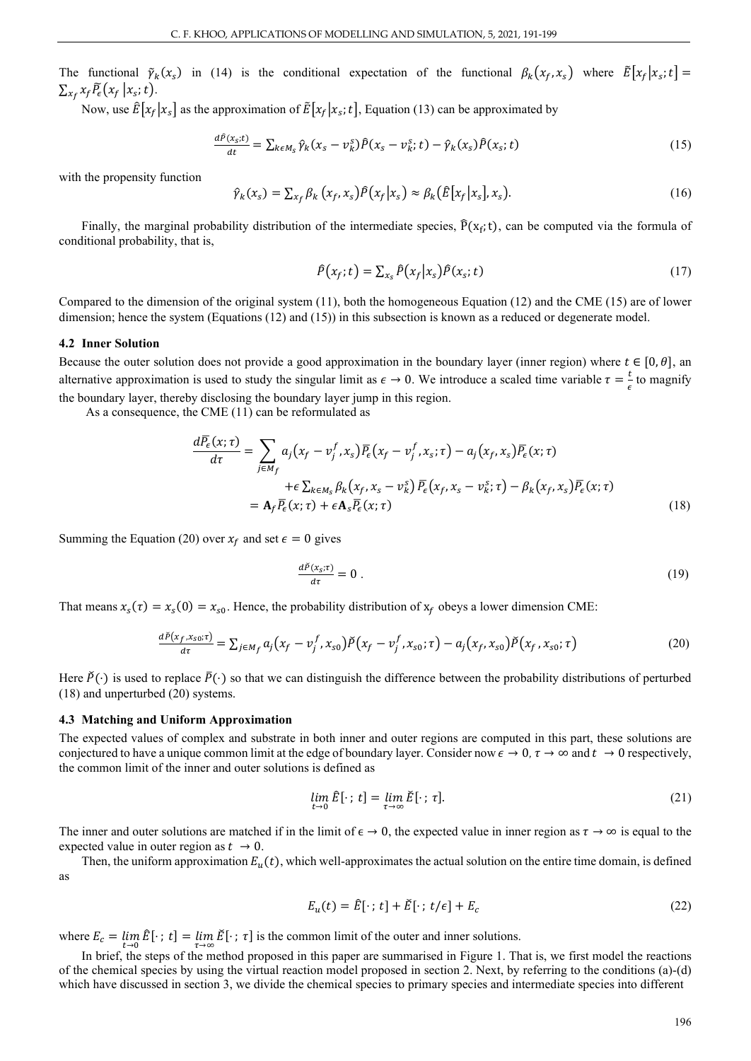The functional $\tilde{\gamma}_k(x_s)$ in (14) is the conditional expectation of the functional $\beta_k(x_f, x_s)$ where $\tilde{E}[x_f|x_s;t] = \sum_{x_f} x_f \tilde{P}_\epsilon(x_f|x_s;t)$.

Now, use $\hat{E}[x_f|x_s]$ as the approximation of $\tilde{E}[x_f|x_s;t]$, Equation (13) can be approximated by

$$\frac{d\hat{P}(x_s;t)}{dt} = \sum_{k\epsilon M_s} \hat{\gamma}_k(x_s - v_k^s)\hat{P}(x_s - v_k^s;t) - \hat{\gamma}_k(x_s)\hat{P}(x_s;t) \tag{15}$$

with the propensity function

$$\hat{\gamma}_k(x_s) = \sum_{x_f} \beta_k(x_f, x_s)\hat{P}(x_f|x_s) \approx \beta_k(\hat{E}[x_f|x_s], x_s). \tag{16}$$

Finally, the marginal probability distribution of the intermediate species, $\hat{P}(x_f;t)$, can be computed via the formula of conditional probability, that is,

$$\hat{P}(x_f;t) = \sum_{x_s} \hat{P}(x_f|x_s)\hat{P}(x_s;t) \tag{17}$$

Compared to the dimension of the original system (11), both the homogeneous Equation (12) and the CME (15) are of lower dimension; hence the system (Equations (12) and (15)) in this subsection is known as a reduced or degenerate model.

### 4.2 Inner Solution

Because the outer solution does not provide a good approximation in the boundary layer (inner region) where $t \in [0, \theta]$, an alternative approximation is used to study the singular limit as $\epsilon \to 0$. We introduce a scaled time variable $\tau = \frac{t}{\epsilon}$ to magnify the boundary layer, thereby disclosing the boundary layer jump in this region.

As a consequence, the CME (11) can be reformulated as

$$\begin{aligned}
\frac{d\bar{P}_\epsilon(x;\tau)}{d\tau} &= \sum_{j\in M_f} a_j(x_f - v_j^f, x_s)\bar{P}_\epsilon(x_f - v_j^f, x_s;\tau) - a_j(x_f, x_s)\bar{P}_\epsilon(x;\tau) \\
&\quad + \epsilon \sum_{k\in M_s} \beta_k(x_f, x_s - v_k^s)\,\bar{P}_\epsilon(x_f, x_s - v_k^s;\tau) - \beta_k(x_f, x_s)\bar{P}_\epsilon(x;\tau) \\
&= \mathbf{A}_f\bar{P}_\epsilon(x;\tau) + \epsilon\mathbf{A}_s\bar{P}_\epsilon(x;\tau)
\end{aligned} \tag{18}$$

Summing the Equation (20) over $x_f$ and set $\epsilon = 0$ gives

$$\frac{d\breve{P}(x_s;\tau)}{d\tau} = 0\ . \tag{19}$$

That means $x_s(\tau) = x_s(0) = x_{s0}$. Hence, the probability distribution of $x_f$ obeys a lower dimension CME:

$$\frac{d\breve{P}(x_f, x_{s0};\tau)}{d\tau} = \sum_{j\in M_f} a_j(x_f - v_j^f, x_{s0})\breve{P}(x_f - v_j^f, x_{s0};\tau) - a_j(x_f, x_{s0})\breve{P}(x_f, x_{s0};\tau) \tag{20}$$

Here $\breve{P}(\cdot)$ is used to replace $\bar{P}(\cdot)$ so that we can distinguish the difference between the probability distributions of perturbed (18) and unperturbed (20) systems.

### 4.3 Matching and Uniform Approximation

The expected values of complex and substrate in both inner and outer regions are computed in this part, these solutions are conjectured to have a unique common limit at the edge of boundary layer. Consider now $\epsilon \to 0$, $\tau \to \infty$ and $t \to 0$ respectively, the common limit of the inner and outer solutions is defined as

$$\lim_{t\to 0} \hat{E}[\cdot\,;\,t] = \lim_{\tau\to\infty} \breve{E}[\cdot\,;\,\tau]. \tag{21}$$

The inner and outer solutions are matched if in the limit of $\epsilon \to 0$, the expected value in inner region as $\tau \to \infty$ is equal to the expected value in outer region as $t \to 0$.

Then, the uniform approximation $E_u(t)$, which well-approximates the actual solution on the entire time domain, is defined as

$$E_u(t) = \hat{E}[\cdot\,;\,t] + \breve{E}[\cdot\,;\,t/\epsilon] + E_c \tag{22}$$

where $E_c = \lim_{t\to 0} \hat{E}[\cdot\,;\,t] = \lim_{\tau\to\infty} \breve{E}[\cdot\,;\,\tau]$ is the common limit of the outer and inner solutions.

In brief, the steps of the method proposed in this paper are summarised in Figure 1. That is, we first model the reactions of the chemical species by using the virtual reaction model proposed in section 2. Next, by referring to the conditions (a)-(d) which have discussed in section 3, we divide the chemical species to primary species and intermediate species into different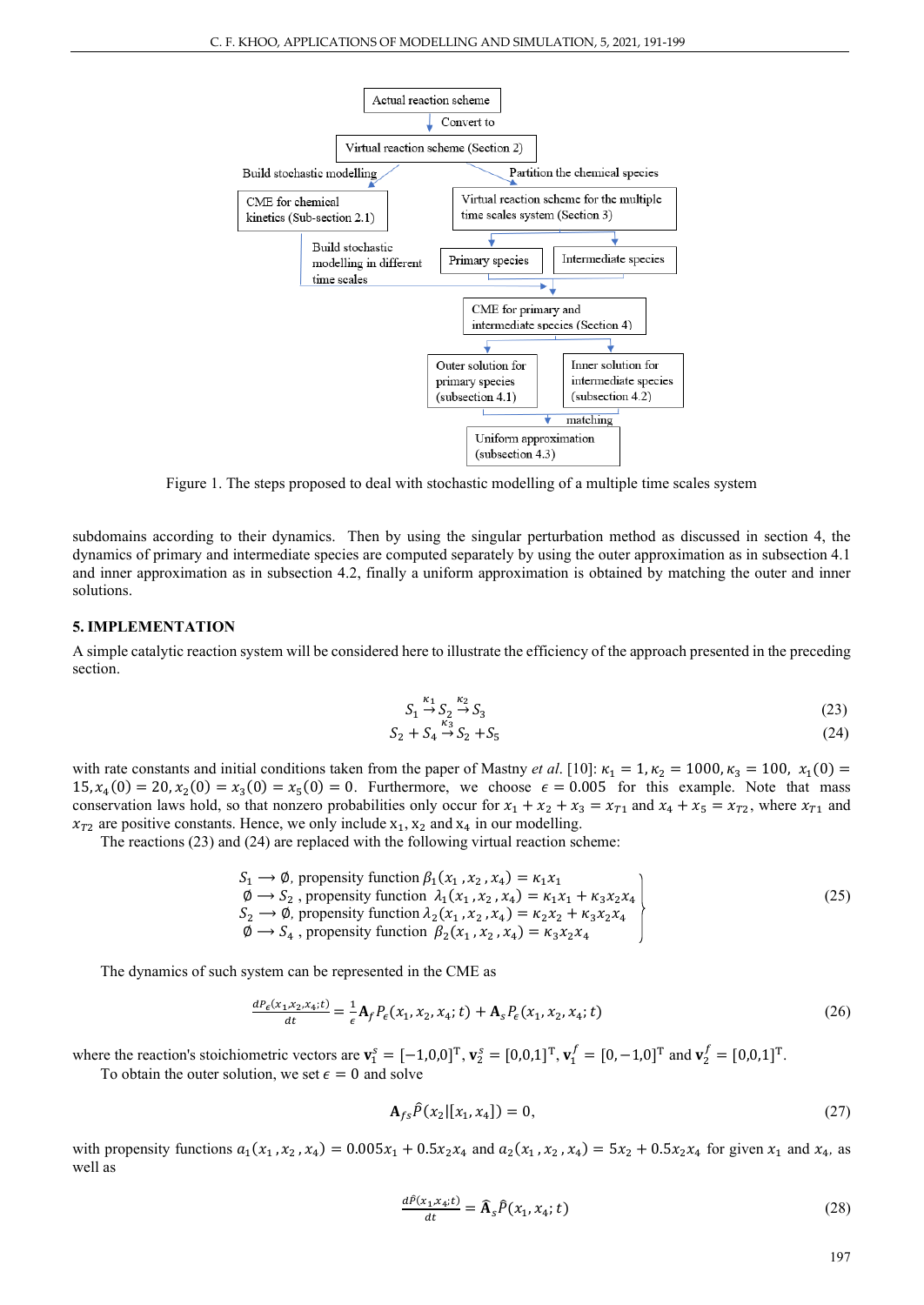Figure 1. The steps proposed to deal with stochastic modelling of a multiple time scales system

subdomains according to their dynamics. Then by using the singular perturbation method as discussed in section 4, the dynamics of primary and intermediate species are computed separately by using the outer approximation as in subsection 4.1 and inner approximation as in subsection 4.2, finally a uniform approximation is obtained by matching the outer and inner solutions.

## 5. IMPLEMENTATION

A simple catalytic reaction system will be considered here to illustrate the efficiency of the approach presented in the preceding section.

$$S_1 \xrightarrow{\kappa_1} S_2 \xrightarrow{\kappa_2} S_3 \tag{23}$$

$$S_2 + S_4 \xrightarrow{\kappa_3} S_2 + S_5 \tag{24}$$

with rate constants and initial conditions taken from the paper of Mastny *et al.* [10]: $\kappa_1 = 1, \kappa_2 = 1000, \kappa_3 = 100,\ x_1(0) = 15, x_4(0) = 20, x_2(0) = x_3(0) = x_5(0) = 0$. Furthermore, we choose $\epsilon = 0.005$ for this example. Note that mass conservation laws hold, so that nonzero probabilities only occur for $x_1 + x_2 + x_3 = x_{T1}$ and $x_4 + x_5 = x_{T2}$, where $x_{T1}$ and $x_{T2}$ are positive constants. Hence, we only include $x_1$, $x_2$ and $x_4$ in our modelling.

The reactions (23) and (24) are replaced with the following virtual reaction scheme:

$$\left.\begin{array}{l} S_1 \longrightarrow \emptyset, \text{ propensity function } \beta_1(x_1, x_2, x_4) = \kappa_1 x_1 \\ \emptyset \longrightarrow S_2, \text{ propensity function } \lambda_1(x_1, x_2, x_4) = \kappa_1 x_1 + \kappa_3 x_2 x_4 \\ S_2 \longrightarrow \emptyset, \text{ propensity function } \lambda_2(x_1, x_2, x_4) = \kappa_2 x_2 + \kappa_3 x_2 x_4 \\ \emptyset \longrightarrow S_4, \text{ propensity function } \beta_2(x_1, x_2, x_4) = \kappa_3 x_2 x_4 \end{array}\right\} \tag{25}$$

The dynamics of such system can be represented in the CME as

$$\frac{dP_\epsilon(x_1, x_2, x_4; t)}{dt} = \frac{1}{\epsilon}\mathbf{A}_f P_\epsilon(x_1, x_2, x_4; t) + \mathbf{A}_s P_\epsilon(x_1, x_2, x_4; t) \tag{26}$$

where the reaction's stoichiometric vectors are $\mathbf{v}_1^s = [-1,0,0]^{\mathrm{T}}$, $\mathbf{v}_2^s = [0,0,1]^{\mathrm{T}}$, $\mathbf{v}_1^f = [0,-1,0]^{\mathrm{T}}$ and $\mathbf{v}_2^f = [0,0,1]^{\mathrm{T}}$.

To obtain the outer solution, we set $\epsilon = 0$ and solve

$$\mathbf{A}_{fs}\hat{P}(x_2|[x_1, x_4]) = 0, \tag{27}$$

with propensity functions $a_1(x_1, x_2, x_4) = 0.005x_1 + 0.5x_2x_4$ and $a_2(x_1, x_2, x_4) = 5x_2 + 0.5x_2x_4$ for given $x_1$ and $x_4$, as well as

$$\frac{d\hat{P}(x_1, x_4; t)}{dt} = \hat{\mathbf{A}}_s\hat{P}(x_1, x_4; t) \tag{28}$$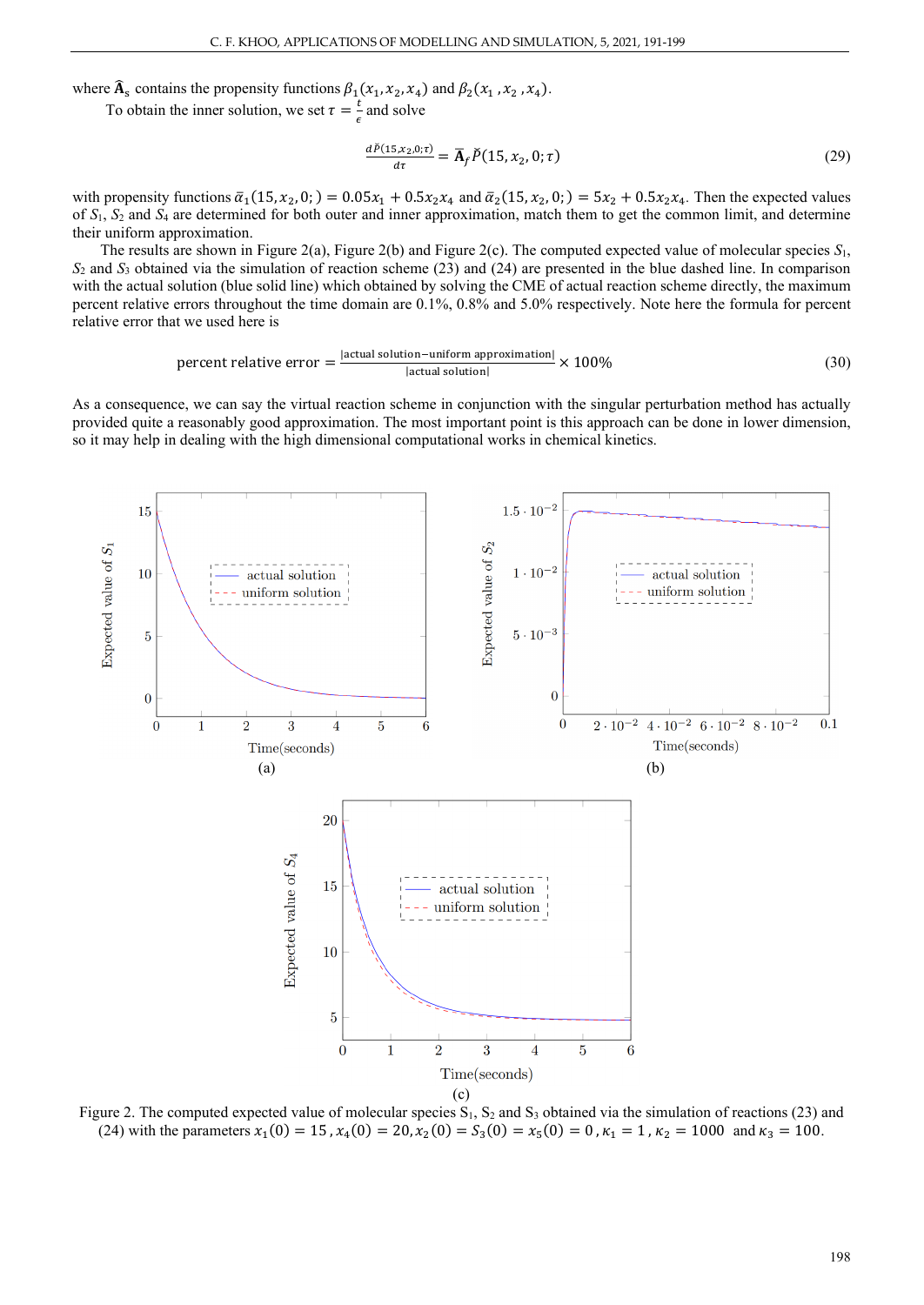where $\widehat{\mathbf{A}}_s$ contains the propensity functions $\beta_1(x_1, x_2, x_4)$ and $\beta_2(x_1, x_2, x_4)$.

To obtain the inner solution, we set $\tau = \frac{t}{\epsilon}$ and solve

$$\frac{d\check{P}(15, x_2, 0; \tau)}{d\tau} = \overline{\mathbf{A}}_f \check{P}(15, x_2, 0; \tau) \tag{29}$$

with propensity functions $\bar{\alpha}_1(15, x_2, 0;) = 0.05x_1 + 0.5x_2x_4$ and $\bar{\alpha}_2(15, x_2, 0;) = 5x_2 + 0.5x_2x_4$. Then the expected values of $S_1$, $S_2$ and $S_4$ are determined for both outer and inner approximation, match them to get the common limit, and determine their uniform approximation.

The results are shown in Figure 2(a), Figure 2(b) and Figure 2(c). The computed expected value of molecular species $S_1$, $S_2$ and $S_3$ obtained via the simulation of reaction scheme (23) and (24) are presented in the blue dashed line. In comparison with the actual solution (blue solid line) which obtained by solving the CME of actual reaction scheme directly, the maximum percent relative errors throughout the time domain are 0.1%, 0.8% and 5.0% respectively. Note here the formula for percent relative error that we used here is

$$\text{percent relative error} = \frac{|\text{actual solution} - \text{uniform approximation}|}{|\text{actual solution}|} \times 100\% \tag{30}$$

As a consequence, we can say the virtual reaction scheme in conjunction with the singular perturbation method has actually provided quite a reasonably good approximation. The most important point is this approach can be done in lower dimension, so it may help in dealing with the high dimensional computational works in chemical kinetics.

Figure 2. The computed expected value of molecular species $S_1$, $S_2$ and $S_3$ obtained via the simulation of reactions (23) and (24) with the parameters $x_1(0) = 15$, $x_4(0) = 20$, $x_2(0) = S_3(0) = x_5(0) = 0$, $\kappa_1 = 1$, $\kappa_2 = 1000$ and $\kappa_3 = 100$.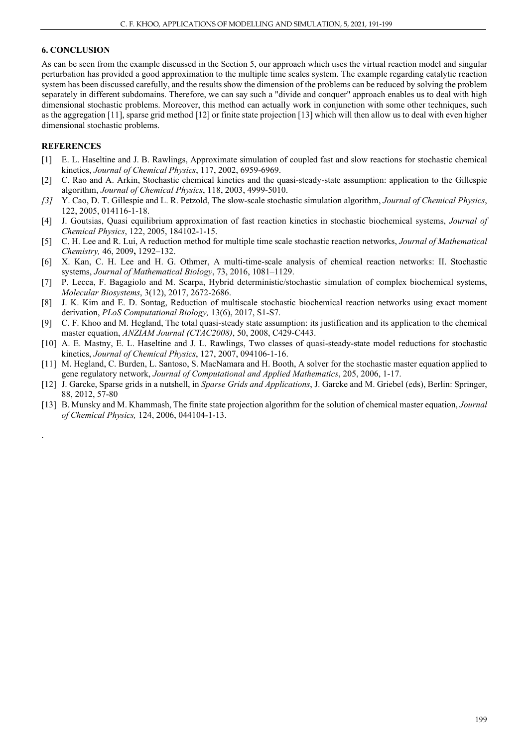## 6. CONCLUSION

As can be seen from the example discussed in the Section 5, our approach which uses the virtual reaction model and singular perturbation has provided a good approximation to the multiple time scales system. The example regarding catalytic reaction system has been discussed carefully, and the results show the dimension of the problems can be reduced by solving the problem separately in different subdomains. Therefore, we can say such a "divide and conquer" approach enables us to deal with high dimensional stochastic problems. Moreover, this method can actually work in conjunction with some other techniques, such as the aggregation [11], sparse grid method [12] or finite state projection [13] which will then allow us to deal with even higher dimensional stochastic problems.

## REFERENCES

[1] E. L. Haseltine and J. B. Rawlings, Approximate simulation of coupled fast and slow reactions for stochastic chemical kinetics, *Journal of Chemical Physics*, 117, 2002, 6959-6969.

[2] C. Rao and A. Arkin, Stochastic chemical kinetics and the quasi-steady-state assumption: application to the Gillespie algorithm, *Journal of Chemical Physics*, 118, 2003, 4999-5010.

*[3]* Y. Cao, D. T. Gillespie and L. R. Petzold, The slow-scale stochastic simulation algorithm, *Journal of Chemical Physics*, 122, 2005, 014116-1-18.

[4] J. Goutsias, Quasi equilibrium approximation of fast reaction kinetics in stochastic biochemical systems, *Journal of Chemical Physics*, 122, 2005, 184102-1-15.

[5] C. H. Lee and R. Lui, A reduction method for multiple time scale stochastic reaction networks, *Journal of Mathematical Chemistry,* 46, 2009**,** 1292–132.

[6] X. Kan, C. H. Lee and H. G. Othmer, A multi-time-scale analysis of chemical reaction networks: II. Stochastic systems, *Journal of Mathematical Biology*, 73, 2016, 1081–1129.

[7] P. Lecca, F. Bagagiolo and M. Scarpa, Hybrid deterministic/stochastic simulation of complex biochemical systems, *Molecular Biosystems*, 3(12), 2017, 2672-2686.

[8] J. K. Kim and E. D. Sontag, Reduction of multiscale stochastic biochemical reaction networks using exact moment derivation, *PLoS Computational Biology,* 13(6), 2017, S1-S7.

[9] C. F. Khoo and M. Hegland, The total quasi-steady state assumption: its justification and its application to the chemical master equation, *ANZIAM Journal (CTAC2008)*, 50, 2008, C429-C443.

[10] A. E. Mastny, E. L. Haseltine and J. L. Rawlings, Two classes of quasi-steady-state model reductions for stochastic kinetics, *Journal of Chemical Physics*, 127, 2007, 094106-1-16.

[11] M. Hegland, C. Burden, L. Santoso, S. MacNamara and H. Booth, A solver for the stochastic master equation applied to gene regulatory network, *Journal of Computational and Applied Mathematics*, 205, 2006, 1-17.

[12] J. Garcke, Sparse grids in a nutshell, in *Sparse Grids and Applications*, J. Garcke and M. Griebel (eds), Berlin: Springer, 88, 2012, 57-80

[13] B. Munsky and M. Khammash, The finite state projection algorithm for the solution of chemical master equation, *Journal of Chemical Physics,* 124, 2006, 044104-1-13.

.